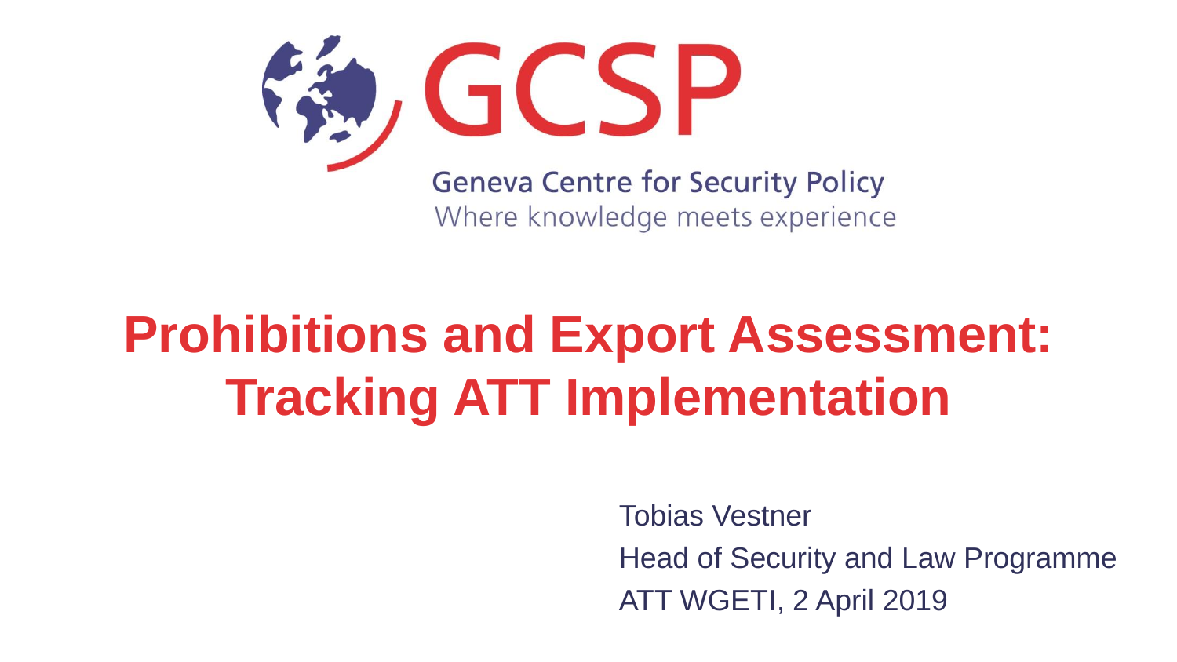GCSP

Geneva Centre for Security Policy

Where knowledge meets experience

# Prohibitions and Export Assessment: Tracking ATT Implementation

Tobias Vestner

Head of Security and Law Programme

ATT WGETI, 2 April 2019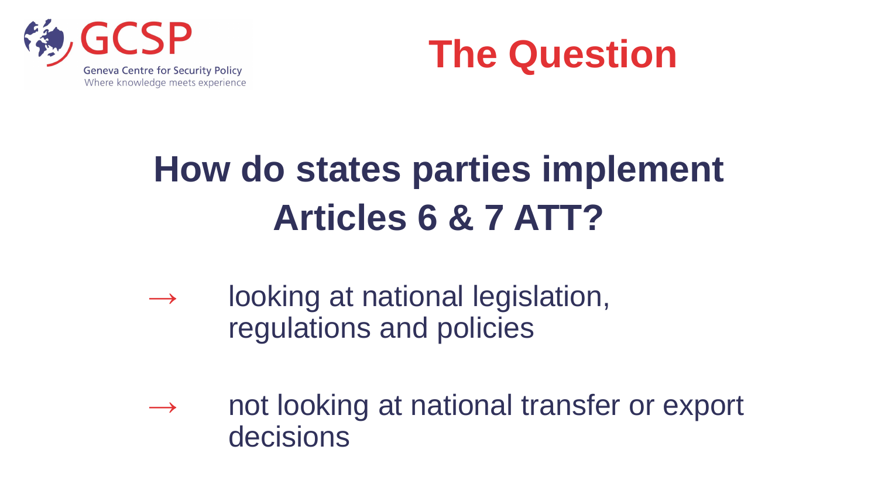# The Question

## How do states parties implement Articles 6 & 7 ATT?

→ looking at national legislation, regulations and policies

→ not looking at national transfer or export decisions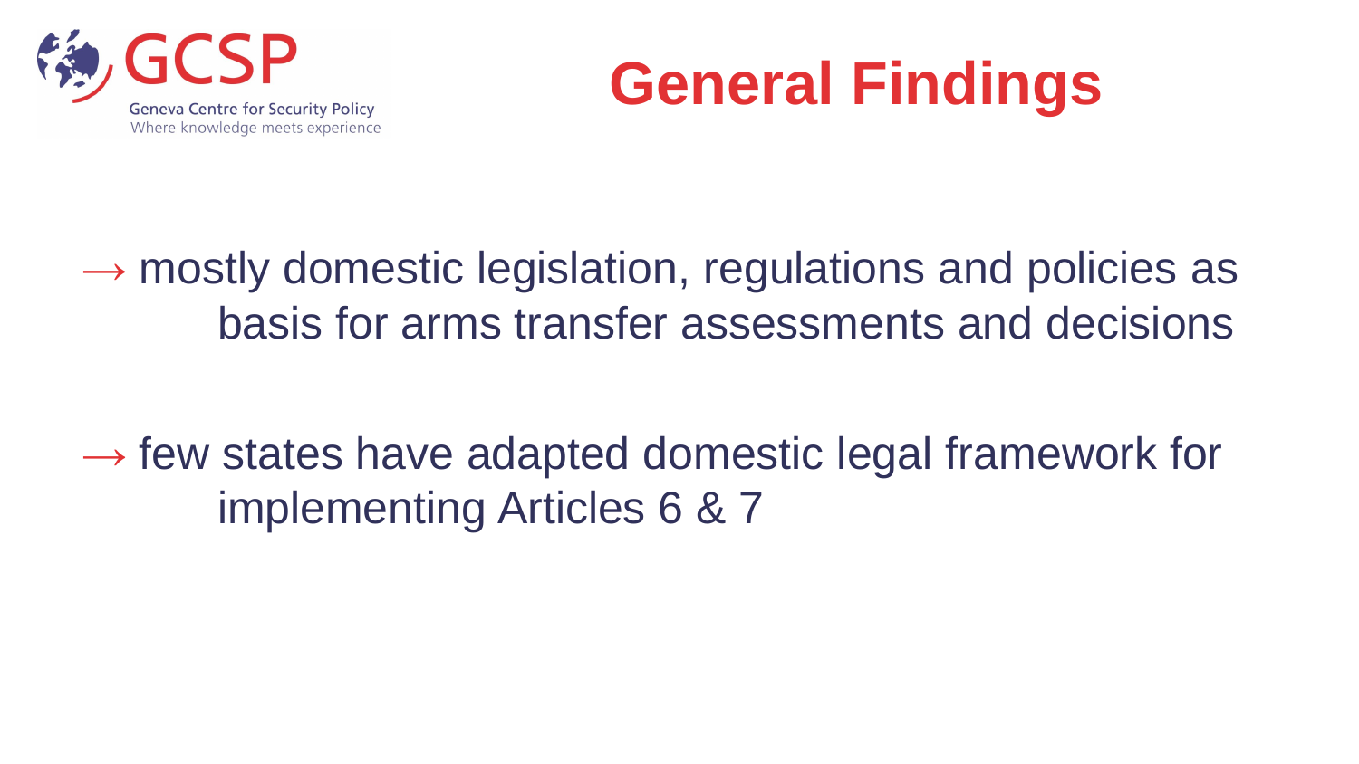# General Findings

→ mostly domestic legislation, regulations and policies as basis for arms transfer assessments and decisions

→ few states have adapted domestic legal framework for implementing Articles 6 & 7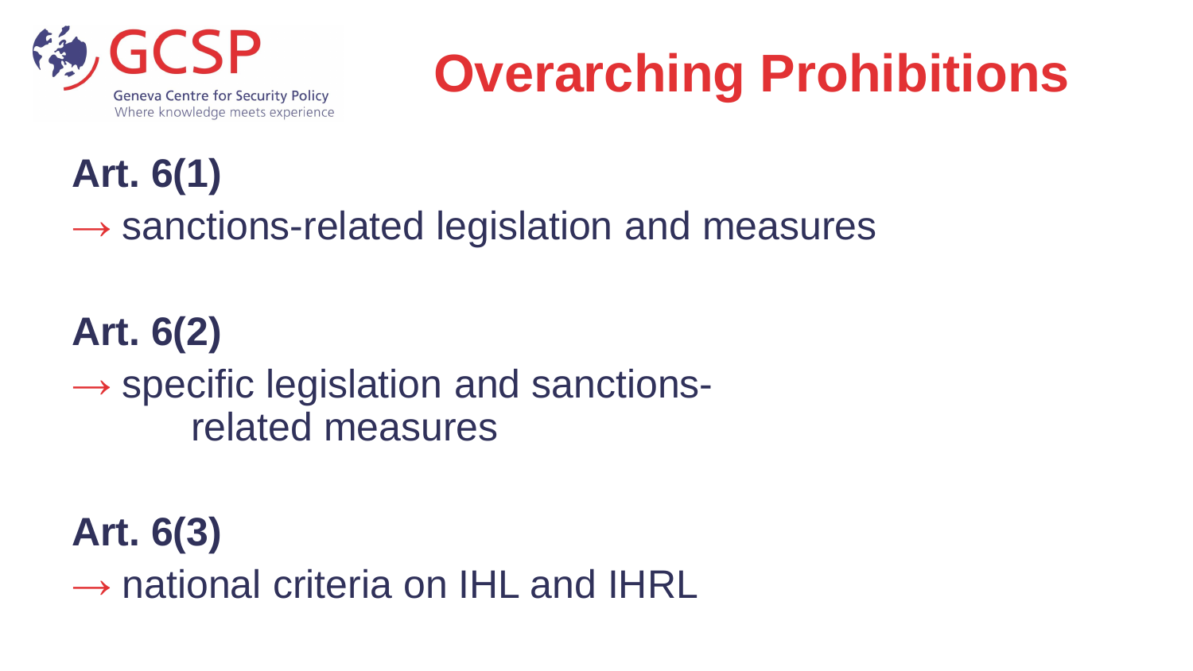# Overarching Prohibitions

**Art. 6(1)**

→ sanctions-related legislation and measures

**Art. 6(2)**

→ specific legislation and sanctions-related measures

**Art. 6(3)**

→ national criteria on IHL and IHRL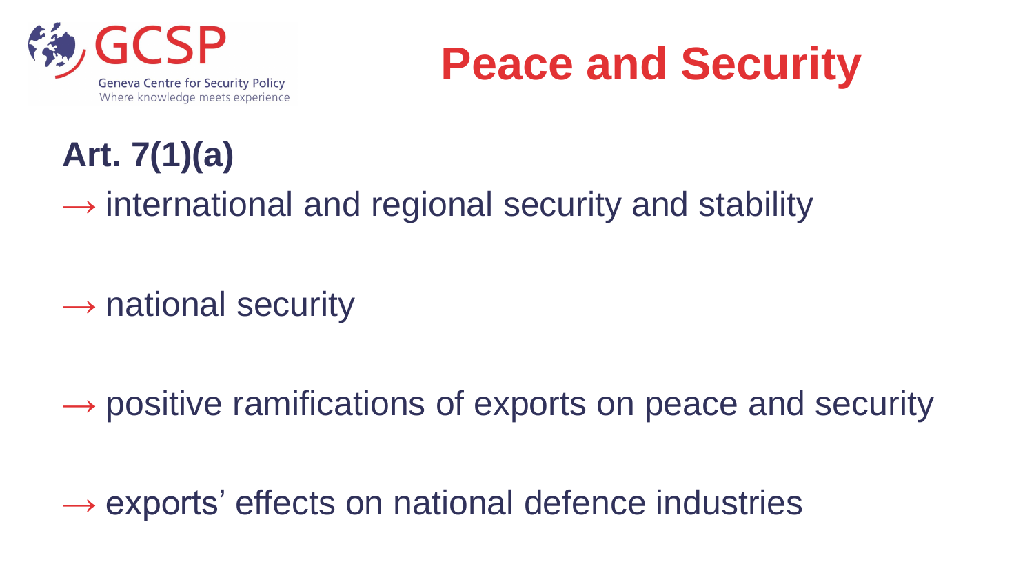# Peace and Security

**Art. 7(1)(a)**

→ international and regional security and stability

→ national security

→ positive ramifications of exports on peace and security

→ exports' effects on national defence industries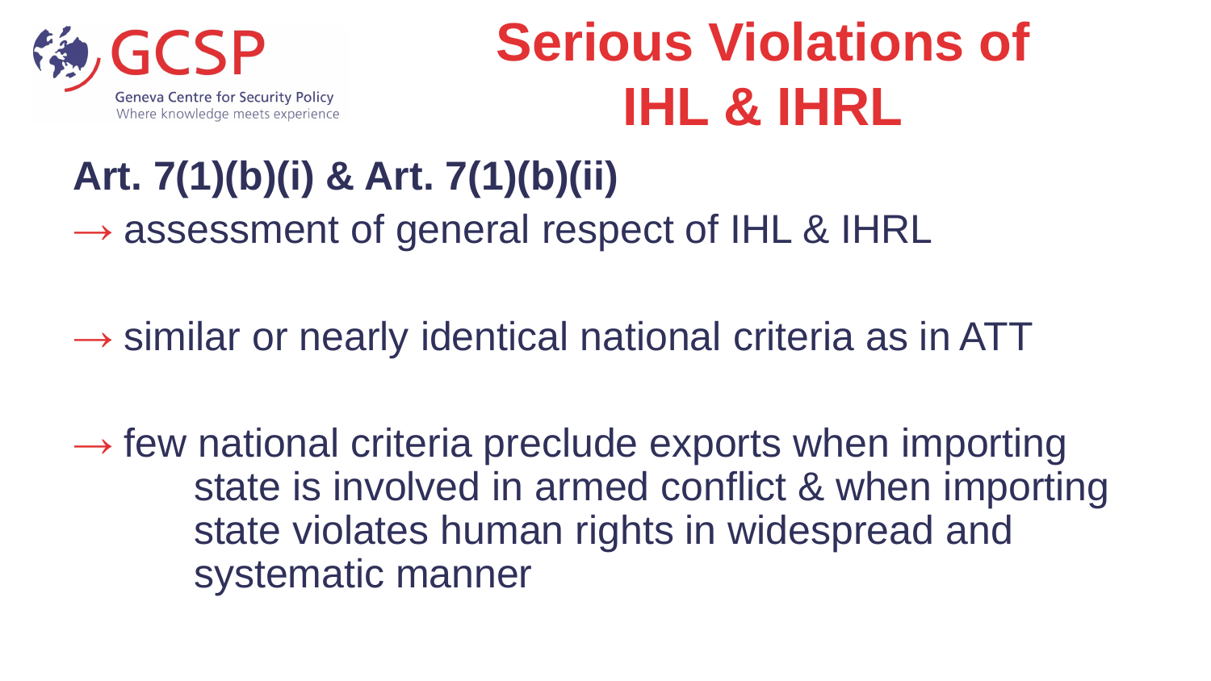# Serious Violations of IHL & IHRL

**Art. 7(1)(b)(i) & Art. 7(1)(b)(ii)**

→ assessment of general respect of IHL & IHRL

→ similar or nearly identical national criteria as in ATT

→ few national criteria preclude exports when importing state is involved in armed conflict & when importing state violates human rights in widespread and systematic manner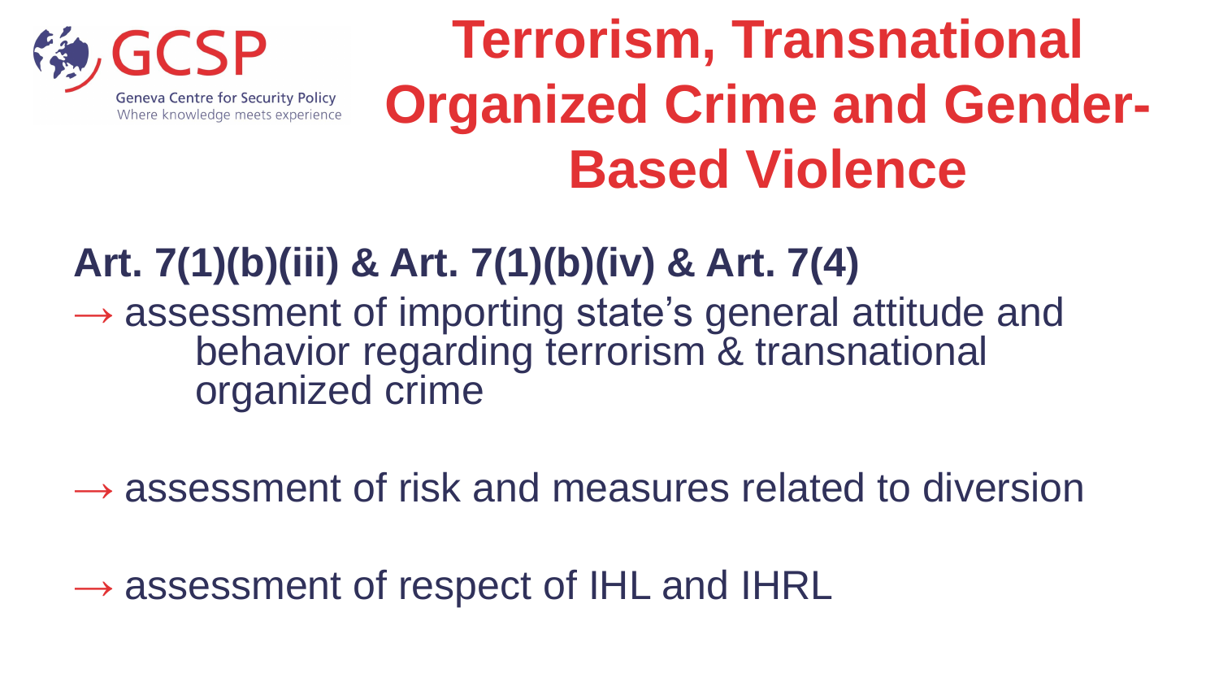# Terrorism, Transnational Organized Crime and Gender-Based Violence

**Art. 7(1)(b)(iii) & Art. 7(1)(b)(iv) & Art. 7(4)**

→ assessment of importing state's general attitude and behavior regarding terrorism & transnational organized crime

→ assessment of risk and measures related to diversion

→ assessment of respect of IHL and IHRL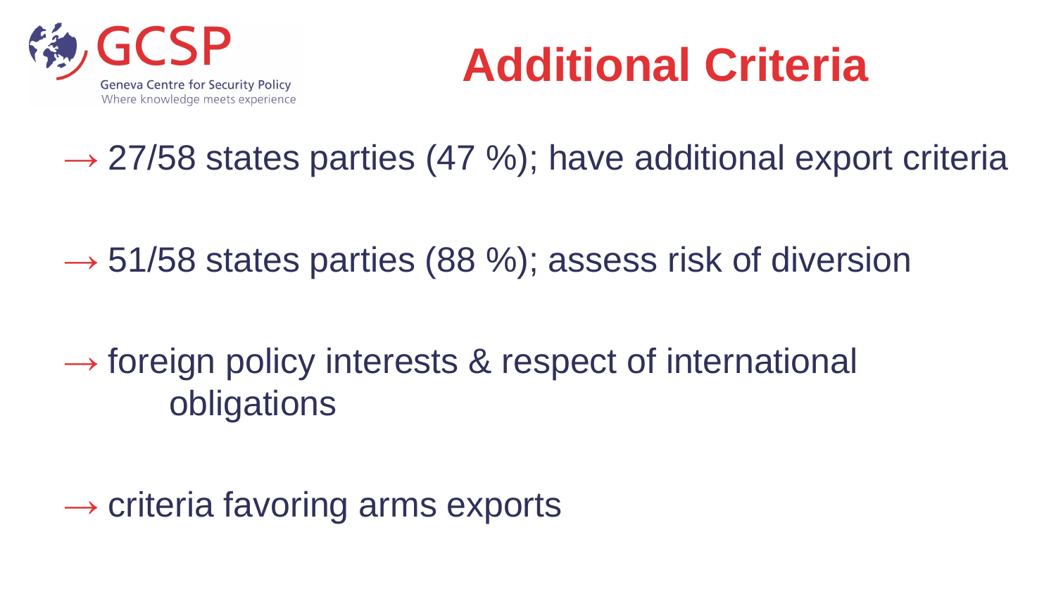# Additional Criteria

→ 27/58 states parties (47 %); have additional export criteria

→ 51/58 states parties (88 %); assess risk of diversion

→ foreign policy interests & respect of international obligations

→ criteria favoring arms exports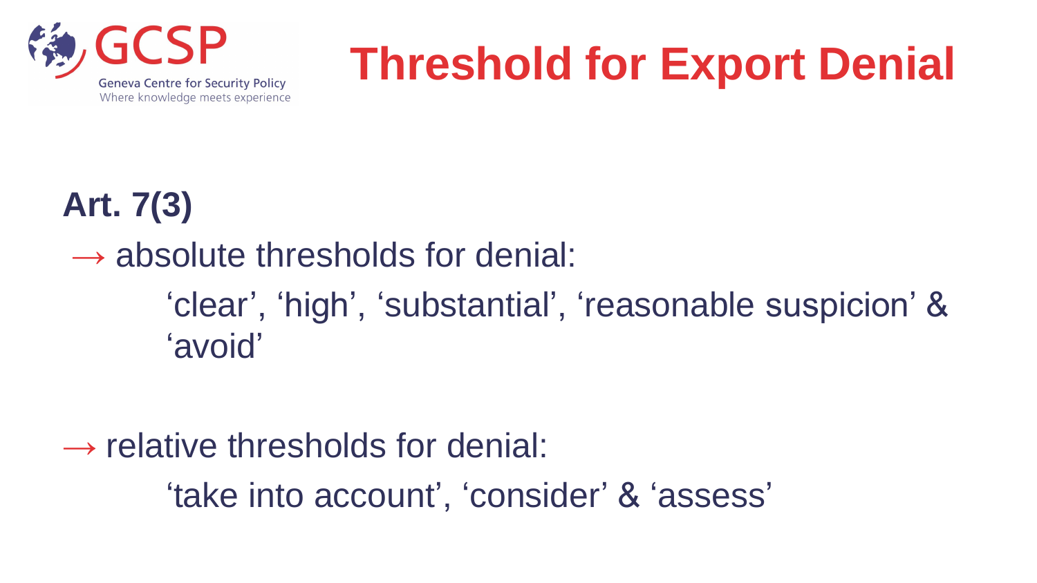# Threshold for Export Denial

**Art. 7(3)**

→ absolute thresholds for denial:

'clear', 'high', 'substantial', 'reasonable suspicion' & 'avoid'

→ relative thresholds for denial:

'take into account', 'consider' & 'assess'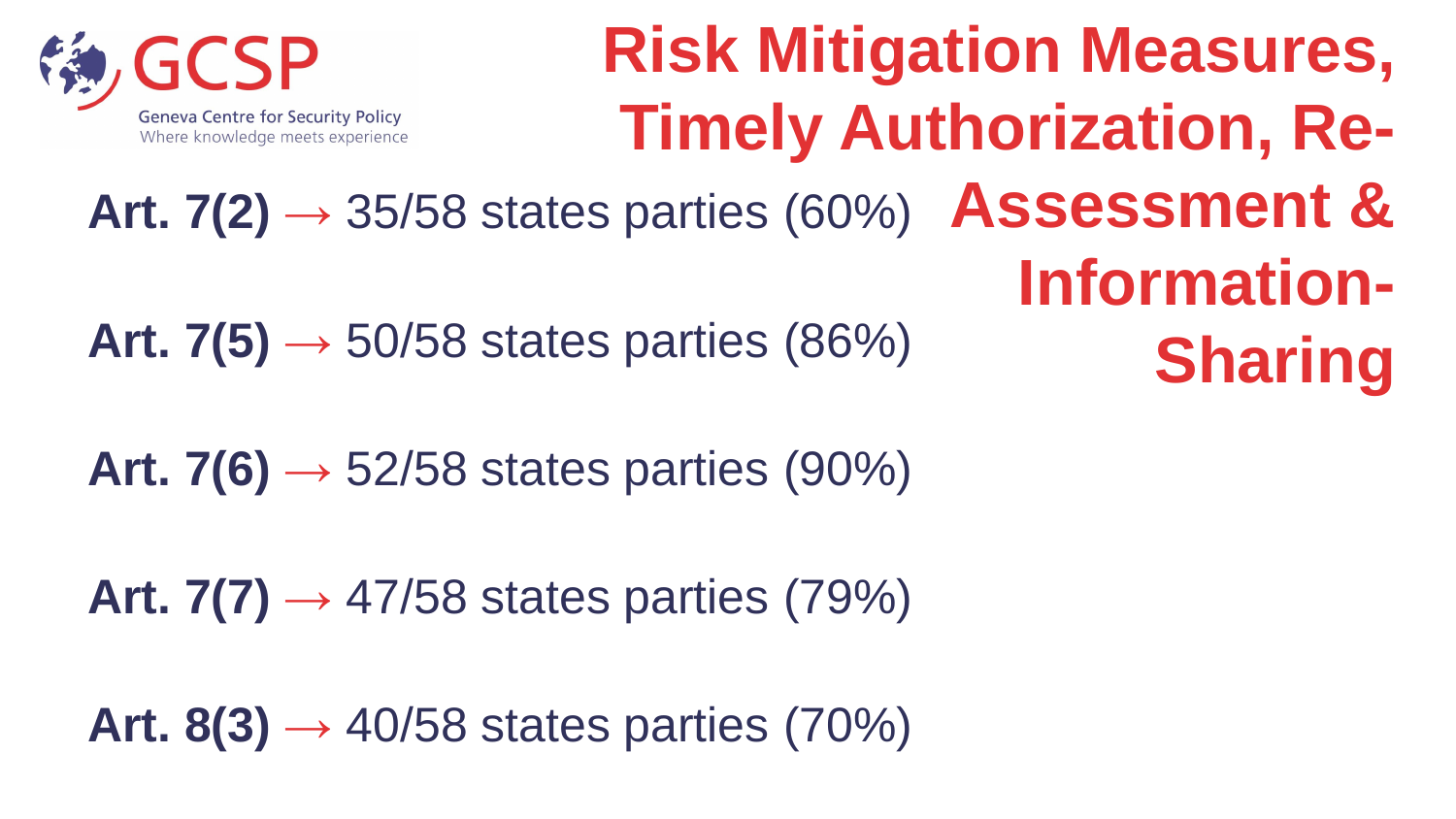# Risk Mitigation Measures, Timely Authorization, Re-Assessment & Information-Sharing

**Art. 7(2)** → 35/58 states parties (60%)

**Art. 7(5)** → 50/58 states parties (86%)

**Art. 7(6)** → 52/58 states parties (90%)

**Art. 7(7)** → 47/58 states parties (79%)

**Art. 8(3)** → 40/58 states parties (70%)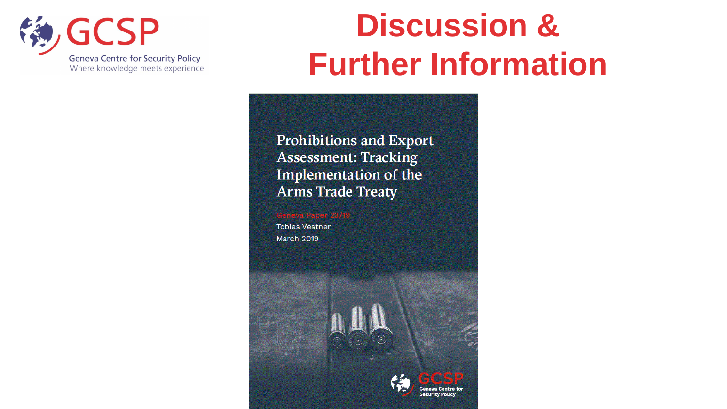GCSP

Geneva Centre for Security Policy

Where knowledge meets experience

# Discussion & Further Information

Prohibitions and Export Assessment: Tracking Implementation of the Arms Trade Treaty

Geneva Paper 23/19

Tobias Vestner

March 2019

GCSP

Geneva Centre for Security Policy